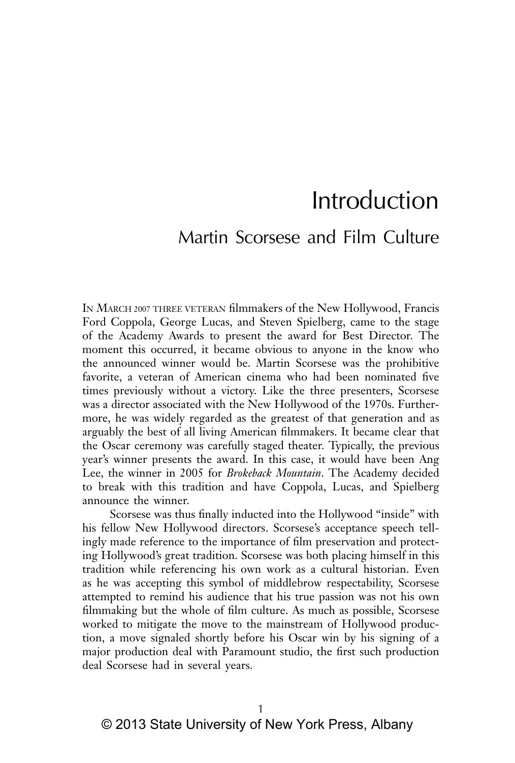# Introduction

## Martin Scorsese and Film Culture

In March 2007 three veteran filmmakers of the New Hollywood, Francis Ford Coppola, George Lucas, and Steven Spielberg, came to the stage of the Academy Awards to present the award for Best Director. The moment this occurred, it became obvious to anyone in the know who the announced winner would be. Martin Scorsese was the prohibitive favorite, a veteran of American cinema who had been nominated five times previously without a victory. Like the three presenters, Scorsese was a director associated with the New Hollywood of the 1970s. Furthermore, he was widely regarded as the greatest of that generation and as arguably the best of all living American filmmakers. It became clear that the Oscar ceremony was carefully staged theater. Typically, the previous year's winner presents the award. In this case, it would have been Ang Lee, the winner in 2005 for *Brokeback Mountain*. The Academy decided to break with this tradition and have Coppola, Lucas, and Spielberg announce the winner.

Scorsese was thus finally inducted into the Hollywood "inside" with his fellow New Hollywood directors. Scorsese's acceptance speech tellingly made reference to the importance of film preservation and protecting Hollywood's great tradition. Scorsese was both placing himself in this tradition while referencing his own work as a cultural historian. Even as he was accepting this symbol of middlebrow respectability, Scorsese attempted to remind his audience that his true passion was not his own filmmaking but the whole of film culture. As much as possible, Scorsese worked to mitigate the move to the mainstream of Hollywood production, a move signaled shortly before his Oscar win by his signing of a major production deal with Paramount studio, the first such production deal Scorsese had in several years.

© 2013 State University of New York Press, Albany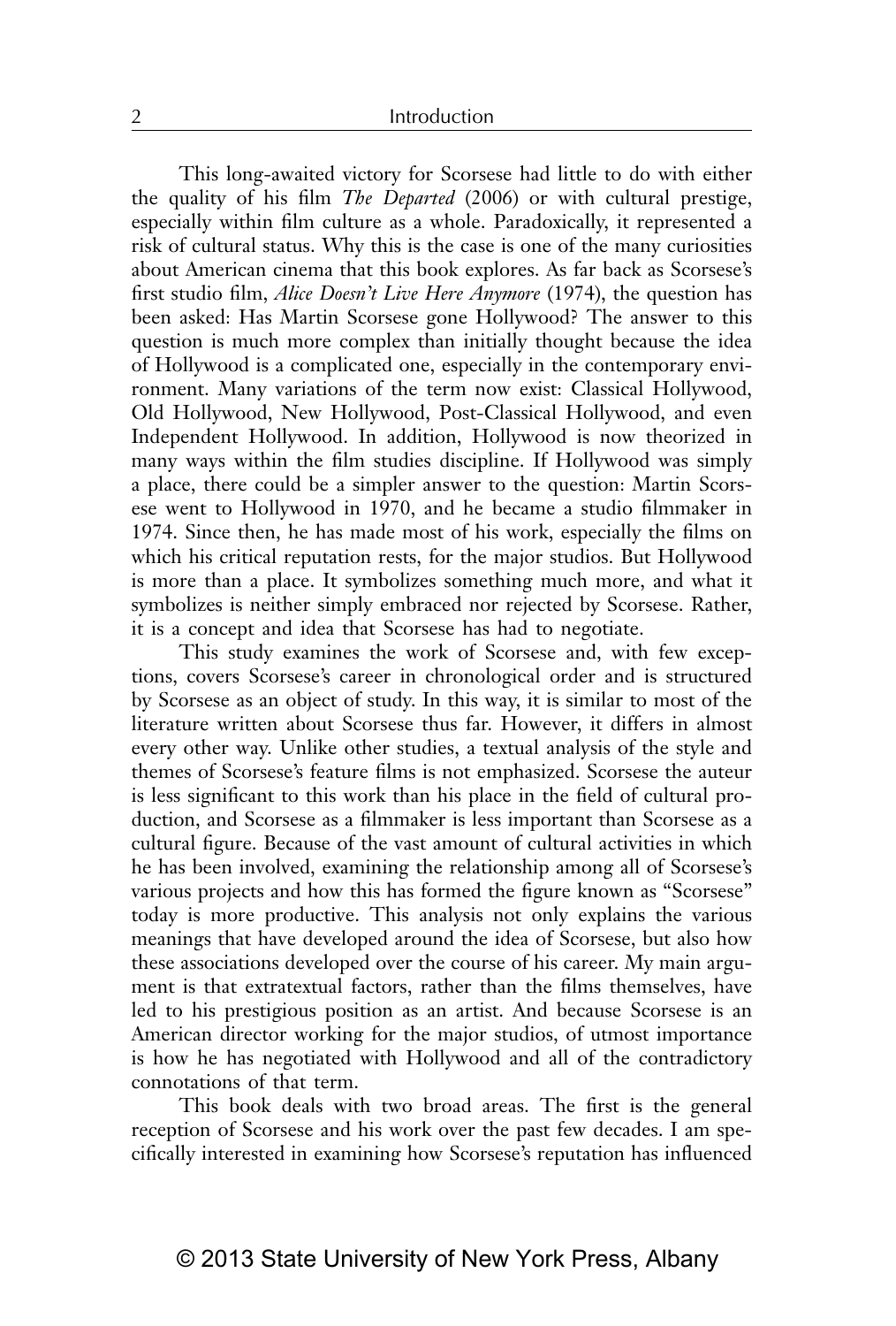This long-awaited victory for Scorsese had little to do with either the quality of his film *The Departed* (2006) or with cultural prestige, especially within film culture as a whole. Paradoxically, it represented a risk of cultural status. Why this is the case is one of the many curiosities about American cinema that this book explores. As far back as Scorsese's first studio film, *Alice Doesn't Live Here Anymore* (1974), the question has been asked: Has Martin Scorsese gone Hollywood? The answer to this question is much more complex than initially thought because the idea of Hollywood is a complicated one, especially in the contemporary environment. Many variations of the term now exist: Classical Hollywood, Old Hollywood, New Hollywood, Post-Classical Hollywood, and even Independent Hollywood. In addition, Hollywood is now theorized in many ways within the film studies discipline. If Hollywood was simply a place, there could be a simpler answer to the question: Martin Scorsese went to Hollywood in 1970, and he became a studio filmmaker in 1974. Since then, he has made most of his work, especially the films on which his critical reputation rests, for the major studios. But Hollywood is more than a place. It symbolizes something much more, and what it symbolizes is neither simply embraced nor rejected by Scorsese. Rather, it is a concept and idea that Scorsese has had to negotiate.

This study examines the work of Scorsese and, with few exceptions, covers Scorsese's career in chronological order and is structured by Scorsese as an object of study. In this way, it is similar to most of the literature written about Scorsese thus far. However, it differs in almost every other way. Unlike other studies, a textual analysis of the style and themes of Scorsese's feature films is not emphasized. Scorsese the auteur is less significant to this work than his place in the field of cultural production, and Scorsese as a filmmaker is less important than Scorsese as a cultural figure. Because of the vast amount of cultural activities in which he has been involved, examining the relationship among all of Scorsese's various projects and how this has formed the figure known as "Scorsese" today is more productive. This analysis not only explains the various meanings that have developed around the idea of Scorsese, but also how these associations developed over the course of his career. My main argument is that extratextual factors, rather than the films themselves, have led to his prestigious position as an artist. And because Scorsese is an American director working for the major studios, of utmost importance is how he has negotiated with Hollywood and all of the contradictory connotations of that term.

This book deals with two broad areas. The first is the general reception of Scorsese and his work over the past few decades. I am specifically interested in examining how Scorsese's reputation has influenced

© 2013 State University of New York Press, Albany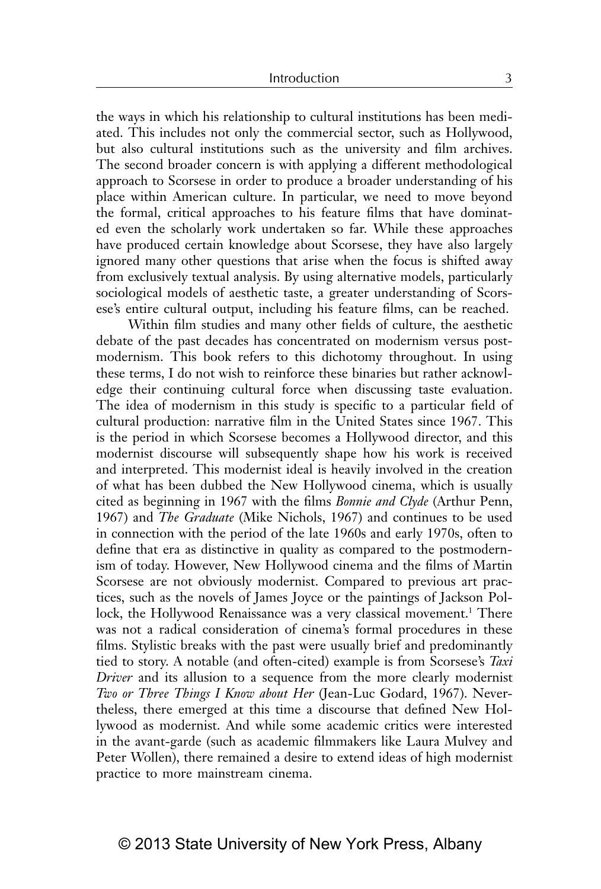the ways in which his relationship to cultural institutions has been mediated. This includes not only the commercial sector, such as Hollywood, but also cultural institutions such as the university and film archives. The second broader concern is with applying a different methodological approach to Scorsese in order to produce a broader understanding of his place within American culture. In particular, we need to move beyond the formal, critical approaches to his feature films that have dominated even the scholarly work undertaken so far. While these approaches have produced certain knowledge about Scorsese, they have also largely ignored many other questions that arise when the focus is shifted away from exclusively textual analysis. By using alternative models, particularly sociological models of aesthetic taste, a greater understanding of Scorsese's entire cultural output, including his feature films, can be reached.

Within film studies and many other fields of culture, the aesthetic debate of the past decades has concentrated on modernism versus postmodernism. This book refers to this dichotomy throughout. In using these terms, I do not wish to reinforce these binaries but rather acknowledge their continuing cultural force when discussing taste evaluation. The idea of modernism in this study is specific to a particular field of cultural production: narrative film in the United States since 1967. This is the period in which Scorsese becomes a Hollywood director, and this modernist discourse will subsequently shape how his work is received and interpreted. This modernist ideal is heavily involved in the creation of what has been dubbed the New Hollywood cinema, which is usually cited as beginning in 1967 with the films *Bonnie and Clyde* (Arthur Penn, 1967) and *The Graduate* (Mike Nichols, 1967) and continues to be used in connection with the period of the late 1960s and early 1970s, often to define that era as distinctive in quality as compared to the postmodernism of today. However, New Hollywood cinema and the films of Martin Scorsese are not obviously modernist. Compared to previous art practices, such as the novels of James Joyce or the paintings of Jackson Pollock, the Hollywood Renaissance was a very classical movement.[1] There was not a radical consideration of cinema's formal procedures in these films. Stylistic breaks with the past were usually brief and predominantly tied to story. A notable (and often-cited) example is from Scorsese's *Taxi Driver* and its allusion to a sequence from the more clearly modernist *Two or Three Things I Know about Her* (Jean-Luc Godard, 1967). Nevertheless, there emerged at this time a discourse that defined New Hollywood as modernist. And while some academic critics were interested in the avant-garde (such as academic filmmakers like Laura Mulvey and Peter Wollen), there remained a desire to extend ideas of high modernist practice to more mainstream cinema.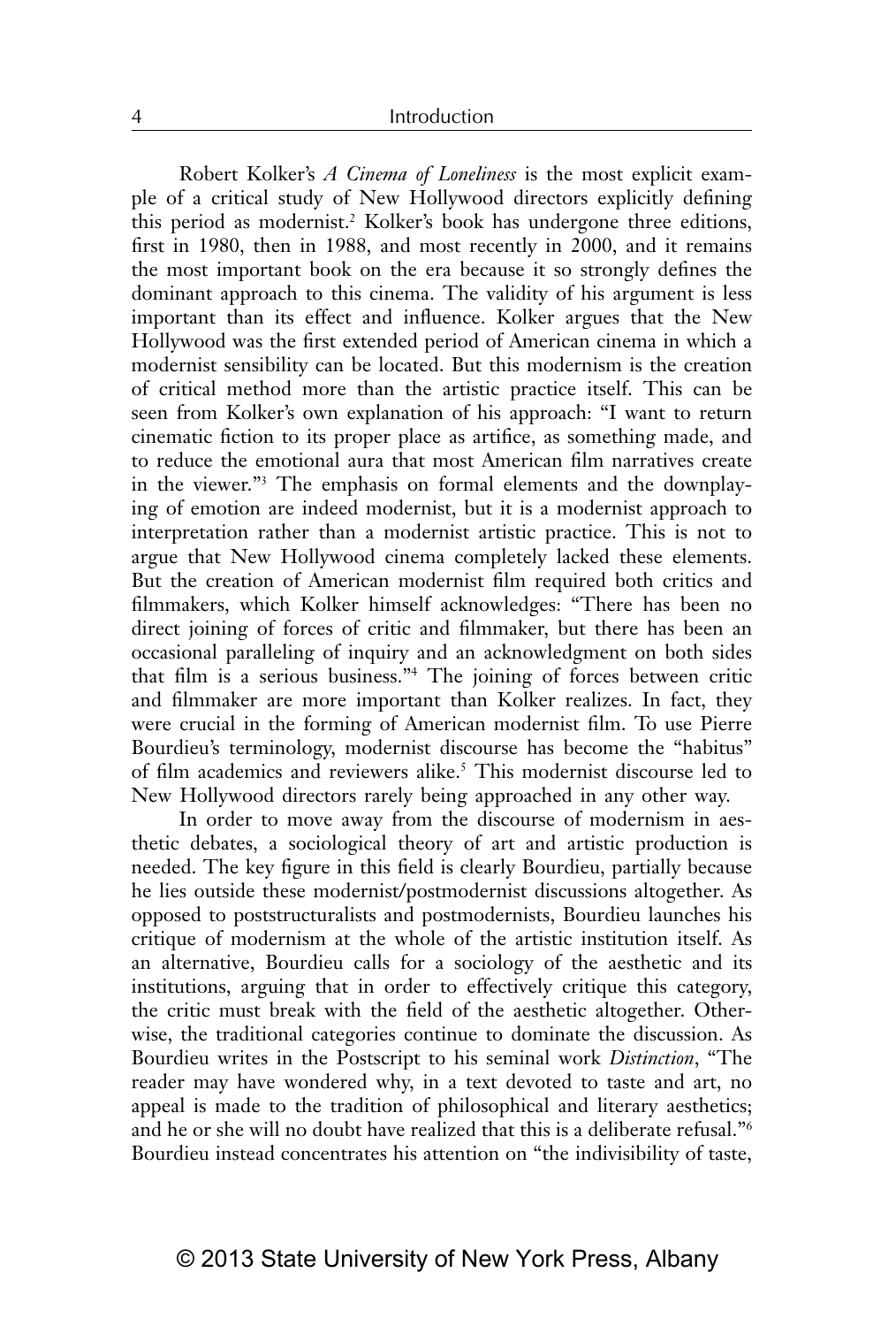Robert Kolker's *A Cinema of Loneliness* is the most explicit example of a critical study of New Hollywood directors explicitly defining this period as modernist.[2] Kolker's book has undergone three editions, first in 1980, then in 1988, and most recently in 2000, and it remains the most important book on the era because it so strongly defines the dominant approach to this cinema. The validity of his argument is less important than its effect and influence. Kolker argues that the New Hollywood was the first extended period of American cinema in which a modernist sensibility can be located. But this modernism is the creation of critical method more than the artistic practice itself. This can be seen from Kolker's own explanation of his approach: "I want to return cinematic fiction to its proper place as artifice, as something made, and to reduce the emotional aura that most American film narratives create in the viewer."[3] The emphasis on formal elements and the downplaying of emotion are indeed modernist, but it is a modernist approach to interpretation rather than a modernist artistic practice. This is not to argue that New Hollywood cinema completely lacked these elements. But the creation of American modernist film required both critics and filmmakers, which Kolker himself acknowledges: "There has been no direct joining of forces of critic and filmmaker, but there has been an occasional paralleling of inquiry and an acknowledgment on both sides that film is a serious business."[4] The joining of forces between critic and filmmaker are more important than Kolker realizes. In fact, they were crucial in the forming of American modernist film. To use Pierre Bourdieu's terminology, modernist discourse has become the "habitus" of film academics and reviewers alike.[5] This modernist discourse led to New Hollywood directors rarely being approached in any other way.

In order to move away from the discourse of modernism in aesthetic debates, a sociological theory of art and artistic production is needed. The key figure in this field is clearly Bourdieu, partially because he lies outside these modernist/postmodernist discussions altogether. As opposed to poststructuralists and postmodernists, Bourdieu launches his critique of modernism at the whole of the artistic institution itself. As an alternative, Bourdieu calls for a sociology of the aesthetic and its institutions, arguing that in order to effectively critique this category, the critic must break with the field of the aesthetic altogether. Otherwise, the traditional categories continue to dominate the discussion. As Bourdieu writes in the Postscript to his seminal work *Distinction*, "The reader may have wondered why, in a text devoted to taste and art, no appeal is made to the tradition of philosophical and literary aesthetics; and he or she will no doubt have realized that this is a deliberate refusal."[6] Bourdieu instead concentrates his attention on "the indivisibility of taste,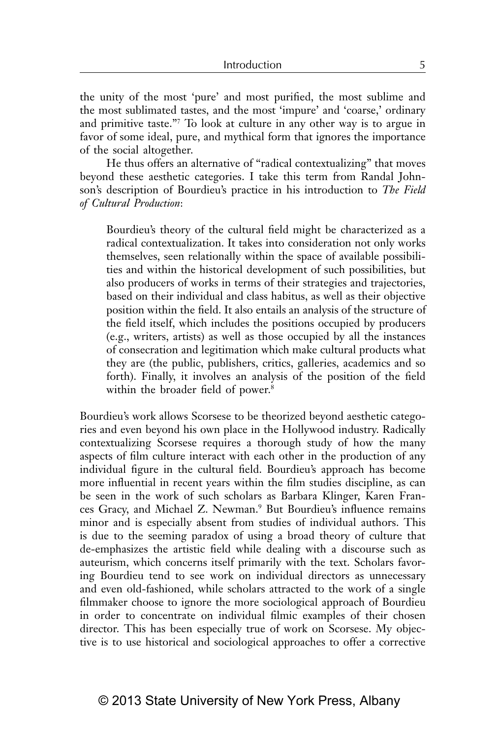the unity of the most 'pure' and most purified, the most sublime and the most sublimated tastes, and the most 'impure' and 'coarse,' ordinary and primitive taste."[7] To look at culture in any other way is to argue in favor of some ideal, pure, and mythical form that ignores the importance of the social altogether.

He thus offers an alternative of "radical contextualizing" that moves beyond these aesthetic categories. I take this term from Randal Johnson's description of Bourdieu's practice in his introduction to *The Field of Cultural Production*:

> Bourdieu's theory of the cultural field might be characterized as a radical contextualization. It takes into consideration not only works themselves, seen relationally within the space of available possibilities and within the historical development of such possibilities, but also producers of works in terms of their strategies and trajectories, based on their individual and class habitus, as well as their objective position within the field. It also entails an analysis of the structure of the field itself, which includes the positions occupied by producers (e.g., writers, artists) as well as those occupied by all the instances of consecration and legitimation which make cultural products what they are (the public, publishers, critics, galleries, academics and so forth). Finally, it involves an analysis of the position of the field within the broader field of power.[8]

Bourdieu's work allows Scorsese to be theorized beyond aesthetic categories and even beyond his own place in the Hollywood industry. Radically contextualizing Scorsese requires a thorough study of how the many aspects of film culture interact with each other in the production of any individual figure in the cultural field. Bourdieu's approach has become more influential in recent years within the film studies discipline, as can be seen in the work of such scholars as Barbara Klinger, Karen Frances Gracy, and Michael Z. Newman.[9] But Bourdieu's influence remains minor and is especially absent from studies of individual authors. This is due to the seeming paradox of using a broad theory of culture that de-emphasizes the artistic field while dealing with a discourse such as auteurism, which concerns itself primarily with the text. Scholars favoring Bourdieu tend to see work on individual directors as unnecessary and even old-fashioned, while scholars attracted to the work of a single filmmaker choose to ignore the more sociological approach of Bourdieu in order to concentrate on individual filmic examples of their chosen director. This has been especially true of work on Scorsese. My objective is to use historical and sociological approaches to offer a corrective

© 2013 State University of New York Press, Albany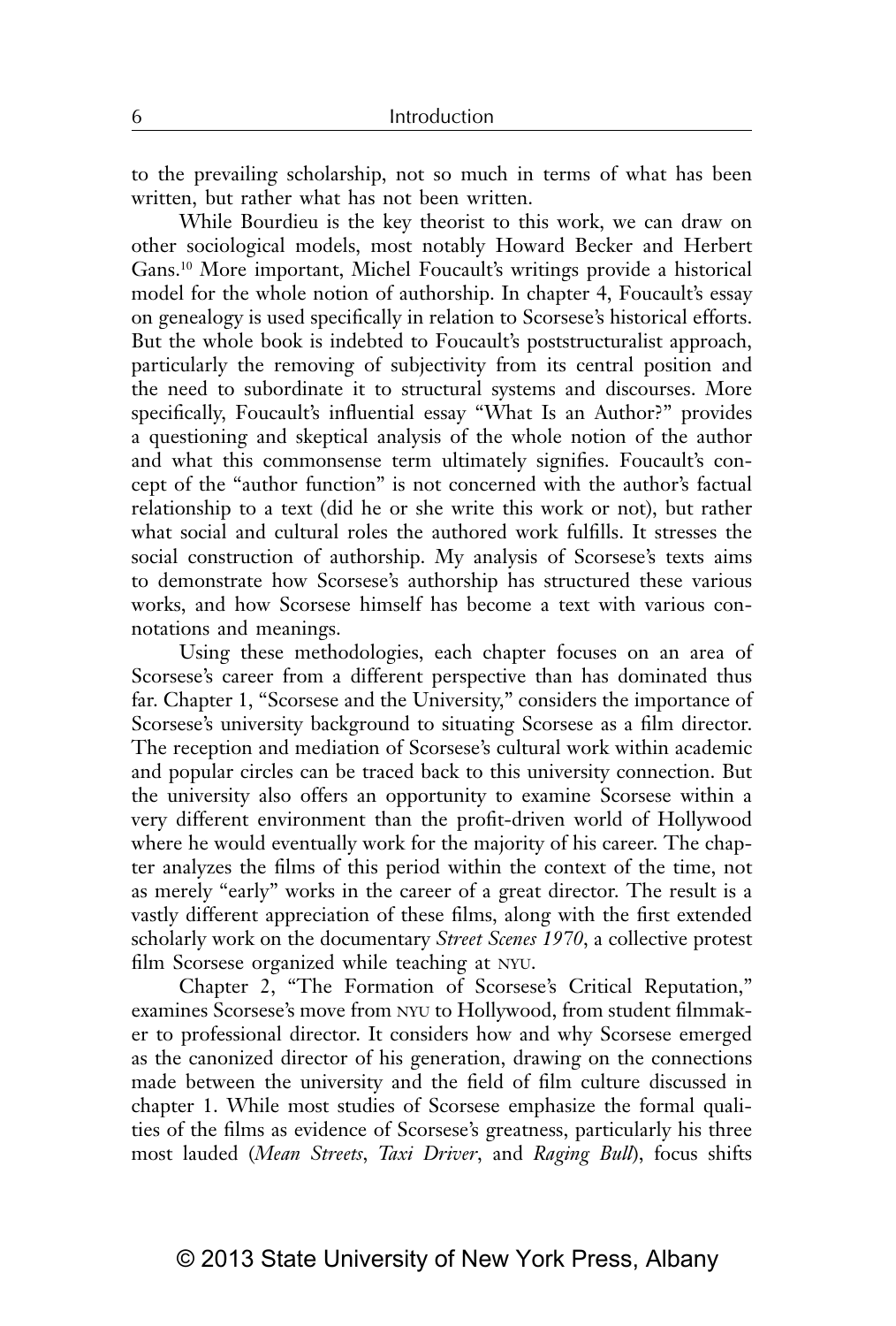to the prevailing scholarship, not so much in terms of what has been written, but rather what has not been written.

While Bourdieu is the key theorist to this work, we can draw on other sociological models, most notably Howard Becker and Herbert Gans.[10] More important, Michel Foucault's writings provide a historical model for the whole notion of authorship. In chapter 4, Foucault's essay on genealogy is used specifically in relation to Scorsese's historical efforts. But the whole book is indebted to Foucault's poststructuralist approach, particularly the removing of subjectivity from its central position and the need to subordinate it to structural systems and discourses. More specifically, Foucault's influential essay "What Is an Author?" provides a questioning and skeptical analysis of the whole notion of the author and what this commonsense term ultimately signifies. Foucault's concept of the "author function" is not concerned with the author's factual relationship to a text (did he or she write this work or not), but rather what social and cultural roles the authored work fulfills. It stresses the social construction of authorship. My analysis of Scorsese's texts aims to demonstrate how Scorsese's authorship has structured these various works, and how Scorsese himself has become a text with various connotations and meanings.

Using these methodologies, each chapter focuses on an area of Scorsese's career from a different perspective than has dominated thus far. Chapter 1, "Scorsese and the University," considers the importance of Scorsese's university background to situating Scorsese as a film director. The reception and mediation of Scorsese's cultural work within academic and popular circles can be traced back to this university connection. But the university also offers an opportunity to examine Scorsese within a very different environment than the profit-driven world of Hollywood where he would eventually work for the majority of his career. The chapter analyzes the films of this period within the context of the time, not as merely "early" works in the career of a great director. The result is a vastly different appreciation of these films, along with the first extended scholarly work on the documentary *Street Scenes 1970*, a collective protest film Scorsese organized while teaching at NYU.

Chapter 2, "The Formation of Scorsese's Critical Reputation," examines Scorsese's move from NYU to Hollywood, from student filmmaker to professional director. It considers how and why Scorsese emerged as the canonized director of his generation, drawing on the connections made between the university and the field of film culture discussed in chapter 1. While most studies of Scorsese emphasize the formal qualities of the films as evidence of Scorsese's greatness, particularly his three most lauded (*Mean Streets*, *Taxi Driver*, and *Raging Bull*), focus shifts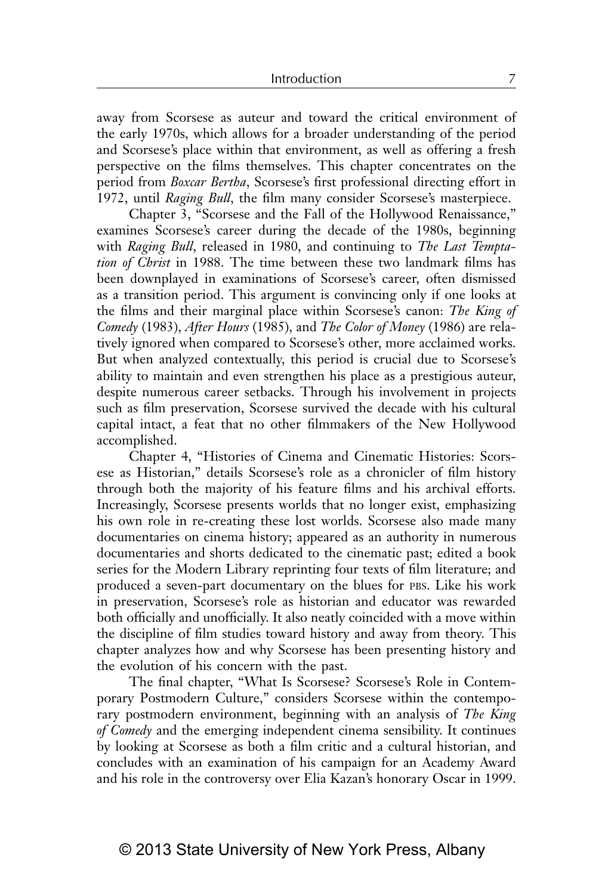away from Scorsese as auteur and toward the critical environment of the early 1970s, which allows for a broader understanding of the period and Scorsese's place within that environment, as well as offering a fresh perspective on the films themselves. This chapter concentrates on the period from *Boxcar Bertha*, Scorsese's first professional directing effort in 1972, until *Raging Bull*, the film many consider Scorsese's masterpiece.

Chapter 3, "Scorsese and the Fall of the Hollywood Renaissance," examines Scorsese's career during the decade of the 1980s, beginning with *Raging Bull*, released in 1980, and continuing to *The Last Temptation of Christ* in 1988. The time between these two landmark films has been downplayed in examinations of Scorsese's career, often dismissed as a transition period. This argument is convincing only if one looks at the films and their marginal place within Scorsese's canon: *The King of Comedy* (1983), *After Hours* (1985), and *The Color of Money* (1986) are relatively ignored when compared to Scorsese's other, more acclaimed works. But when analyzed contextually, this period is crucial due to Scorsese's ability to maintain and even strengthen his place as a prestigious auteur, despite numerous career setbacks. Through his involvement in projects such as film preservation, Scorsese survived the decade with his cultural capital intact, a feat that no other filmmakers of the New Hollywood accomplished.

Chapter 4, "Histories of Cinema and Cinematic Histories: Scorsese as Historian," details Scorsese's role as a chronicler of film history through both the majority of his feature films and his archival efforts. Increasingly, Scorsese presents worlds that no longer exist, emphasizing his own role in re-creating these lost worlds. Scorsese also made many documentaries on cinema history; appeared as an authority in numerous documentaries and shorts dedicated to the cinematic past; edited a book series for the Modern Library reprinting four texts of film literature; and produced a seven-part documentary on the blues for PBS. Like his work in preservation, Scorsese's role as historian and educator was rewarded both officially and unofficially. It also neatly coincided with a move within the discipline of film studies toward history and away from theory. This chapter analyzes how and why Scorsese has been presenting history and the evolution of his concern with the past.

The final chapter, "What Is Scorsese? Scorsese's Role in Contemporary Postmodern Culture," considers Scorsese within the contemporary postmodern environment, beginning with an analysis of *The King of Comedy* and the emerging independent cinema sensibility. It continues by looking at Scorsese as both a film critic and a cultural historian, and concludes with an examination of his campaign for an Academy Award and his role in the controversy over Elia Kazan's honorary Oscar in 1999.

© 2013 State University of New York Press, Albany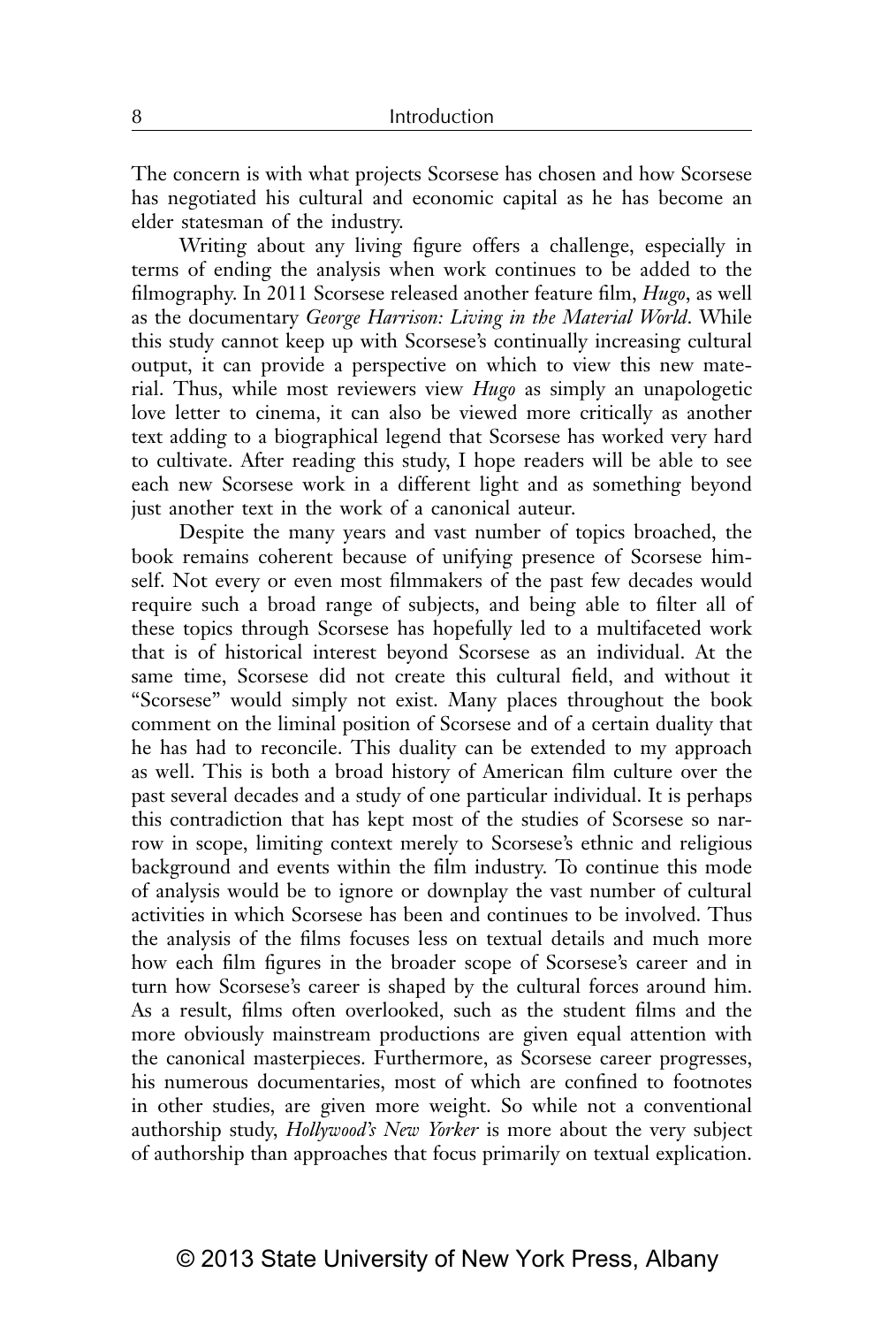The concern is with what projects Scorsese has chosen and how Scorsese has negotiated his cultural and economic capital as he has become an elder statesman of the industry.

Writing about any living figure offers a challenge, especially in terms of ending the analysis when work continues to be added to the filmography. In 2011 Scorsese released another feature film, *Hugo*, as well as the documentary *George Harrison: Living in the Material World*. While this study cannot keep up with Scorsese's continually increasing cultural output, it can provide a perspective on which to view this new material. Thus, while most reviewers view *Hugo* as simply an unapologetic love letter to cinema, it can also be viewed more critically as another text adding to a biographical legend that Scorsese has worked very hard to cultivate. After reading this study, I hope readers will be able to see each new Scorsese work in a different light and as something beyond just another text in the work of a canonical auteur.

Despite the many years and vast number of topics broached, the book remains coherent because of unifying presence of Scorsese himself. Not every or even most filmmakers of the past few decades would require such a broad range of subjects, and being able to filter all of these topics through Scorsese has hopefully led to a multifaceted work that is of historical interest beyond Scorsese as an individual. At the same time, Scorsese did not create this cultural field, and without it "Scorsese" would simply not exist. Many places throughout the book comment on the liminal position of Scorsese and of a certain duality that he has had to reconcile. This duality can be extended to my approach as well. This is both a broad history of American film culture over the past several decades and a study of one particular individual. It is perhaps this contradiction that has kept most of the studies of Scorsese so narrow in scope, limiting context merely to Scorsese's ethnic and religious background and events within the film industry. To continue this mode of analysis would be to ignore or downplay the vast number of cultural activities in which Scorsese has been and continues to be involved. Thus the analysis of the films focuses less on textual details and much more how each film figures in the broader scope of Scorsese's career and in turn how Scorsese's career is shaped by the cultural forces around him. As a result, films often overlooked, such as the student films and the more obviously mainstream productions are given equal attention with the canonical masterpieces. Furthermore, as Scorsese career progresses, his numerous documentaries, most of which are confined to footnotes in other studies, are given more weight. So while not a conventional authorship study, *Hollywood's New Yorker* is more about the very subject of authorship than approaches that focus primarily on textual explication.

© 2013 State University of New York Press, Albany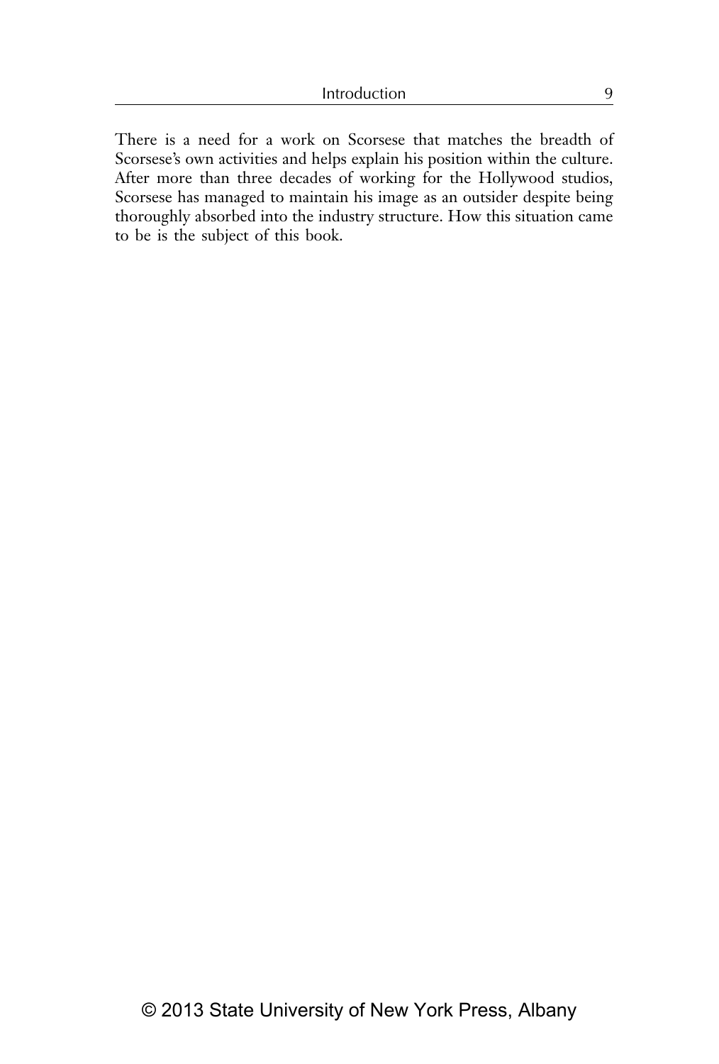There is a need for a work on Scorsese that matches the breadth of Scorsese's own activities and helps explain his position within the culture. After more than three decades of working for the Hollywood studios, Scorsese has managed to maintain his image as an outsider despite being thoroughly absorbed into the industry structure. How this situation came to be is the subject of this book.

© 2013 State University of New York Press, Albany